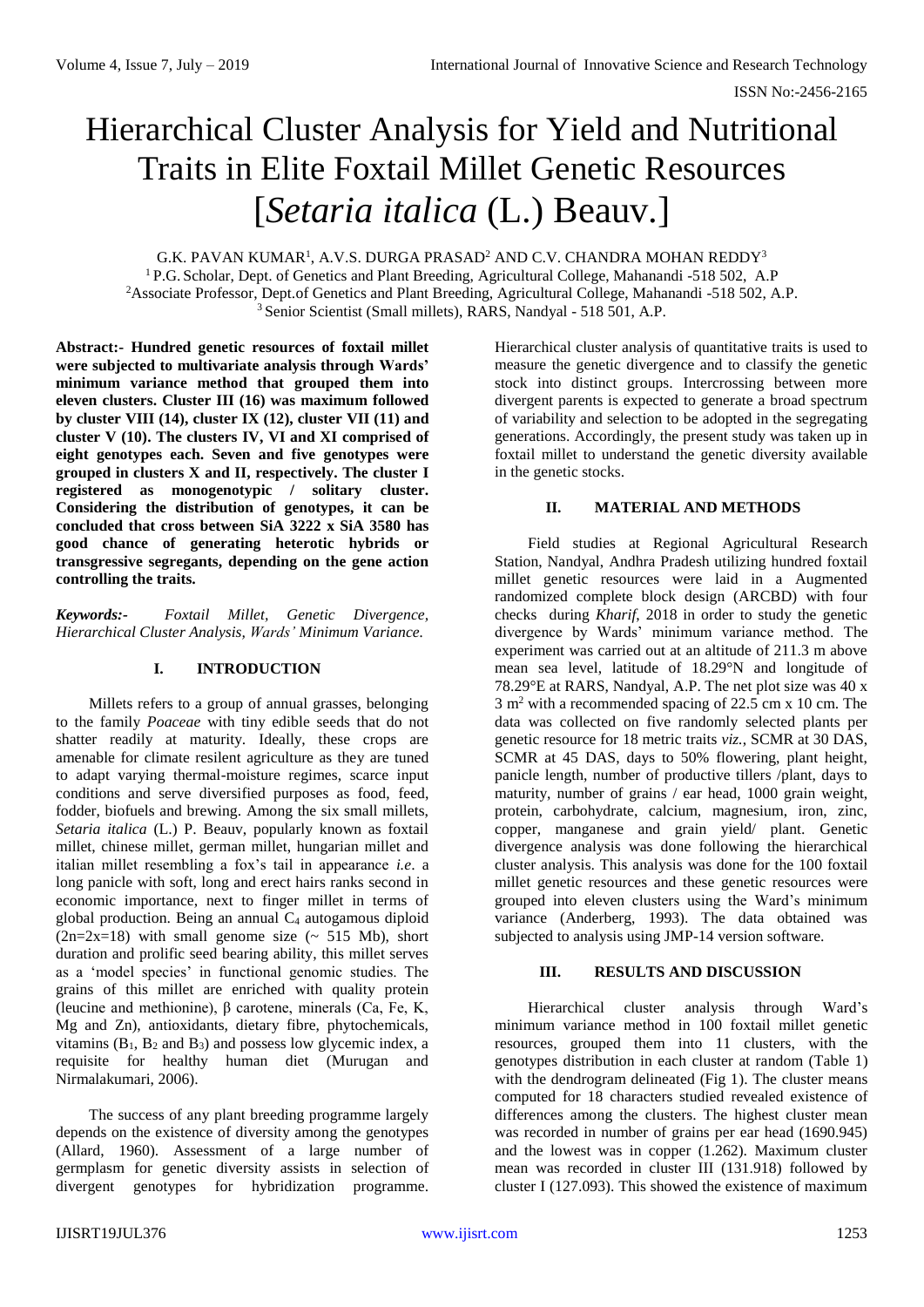# Hierarchical Cluster Analysis for Yield and Nutritional Traits in Elite Foxtail Millet Genetic Resources [*Setaria italica* (L.) Beauv.]

G.K. PAVAN KUMAR[1], A.V.S. DURGA PRASAD[2] AND C.V. CHANDRA MOHAN REDDY[3]

[1] P.G. Scholar, Dept. of Genetics and Plant Breeding, Agricultural College, Mahanandi -518 502, A.P
[2] Associate Professor, Dept.of Genetics and Plant Breeding, Agricultural College, Mahanandi -518 502, A.P.
[3] Senior Scientist (Small millets), RARS, Nandyal - 518 501, A.P.

**Abstract:- Hundred genetic resources of foxtail millet were subjected to multivariate analysis through Wards' minimum variance method that grouped them into eleven clusters. Cluster III (16) was maximum followed by cluster VIII (14), cluster IX (12), cluster VII (11) and cluster V (10). The clusters IV, VI and XI comprised of eight genotypes each. Seven and five genotypes were grouped in clusters X and II, respectively. The cluster I registered as monogenotypic / solitary cluster. Considering the distribution of genotypes, it can be concluded that cross between SiA 3222 x SiA 3580 has good chance of generating heterotic hybrids or transgressive segregants, depending on the gene action controlling the traits.**

***Keywords:-*** *Foxtail Millet, Genetic Divergence, Hierarchical Cluster Analysis, Wards' Minimum Variance.*

## I. INTRODUCTION

Millets refers to a group of annual grasses, belonging to the family *Poaceae* with tiny edible seeds that do not shatter readily at maturity. Ideally, these crops are amenable for climate resilient agriculture as they are tuned to adapt varying thermal-moisture regimes, scarce input conditions and serve diversified purposes as food, feed, fodder, biofuels and brewing. Among the six small millets, *Setaria italica* (L.) P. Beauv, popularly known as foxtail millet, chinese millet, german millet, hungarian millet and italian millet resembling a fox's tail in appearance *i.e*. a long panicle with soft, long and erect hairs ranks second in economic importance, next to finger millet in terms of global production. Being an annual $C_4$ autogamous diploid ($2n=2x=18$) with small genome size (~ 515 Mb), short duration and prolific seed bearing ability, this millet serves as a 'model species' in functional genomic studies. The grains of this millet are enriched with quality protein (leucine and methionine), β carotene, minerals (Ca, Fe, K, Mg and Zn), antioxidants, dietary fibre, phytochemicals, vitamins ($B_1$, $B_2$ and $B_3$) and possess low glycemic index, a requisite for healthy human diet (Murugan and Nirmalakumari, 2006).

The success of any plant breeding programme largely depends on the existence of diversity among the genotypes (Allard, 1960). Assessment of a large number of germplasm for genetic diversity assists in selection of divergent genotypes for hybridization programme. Hierarchical cluster analysis of quantitative traits is used to measure the genetic divergence and to classify the genetic stock into distinct groups. Intercrossing between more divergent parents is expected to generate a broad spectrum of variability and selection to be adopted in the segregating generations. Accordingly, the present study was taken up in foxtail millet to understand the genetic diversity available in the genetic stocks.

## II. MATERIAL AND METHODS

Field studies at Regional Agricultural Research Station, Nandyal, Andhra Pradesh utilizing hundred foxtail millet genetic resources were laid in a Augmented randomized complete block design (ARCBD) with four checks during *Kharif*, 2018 in order to study the genetic divergence by Wards' minimum variance method. The experiment was carried out at an altitude of 211.3 m above mean sea level, latitude of 18.29°N and longitude of 78.29°E at RARS, Nandyal, A.P. The net plot size was 40 x 3 $m^2$ with a recommended spacing of 22.5 cm x 10 cm. The data was collected on five randomly selected plants per genetic resource for 18 metric traits *viz.*, SCMR at 30 DAS, SCMR at 45 DAS, days to 50% flowering, plant height, panicle length, number of productive tillers /plant, days to maturity, number of grains / ear head, 1000 grain weight, protein, carbohydrate, calcium, magnesium, iron, zinc, copper, manganese and grain yield/ plant. Genetic divergence analysis was done following the hierarchical cluster analysis. This analysis was done for the 100 foxtail millet genetic resources and these genetic resources were grouped into eleven clusters using the Ward's minimum variance (Anderberg, 1993). The data obtained was subjected to analysis using JMP-14 version software.

## III. RESULTS AND DISCUSSION

Hierarchical cluster analysis through Ward's minimum variance method in 100 foxtail millet genetic resources, grouped them into 11 clusters, with the genotypes distribution in each cluster at random (Table 1) with the dendrogram delineated (Fig 1). The cluster means computed for 18 characters studied revealed existence of differences among the clusters. The highest cluster mean was recorded in number of grains per ear head (1690.945) and the lowest was in copper (1.262). Maximum cluster mean was recorded in cluster III (131.918) followed by cluster I (127.093). This showed the existence of maximum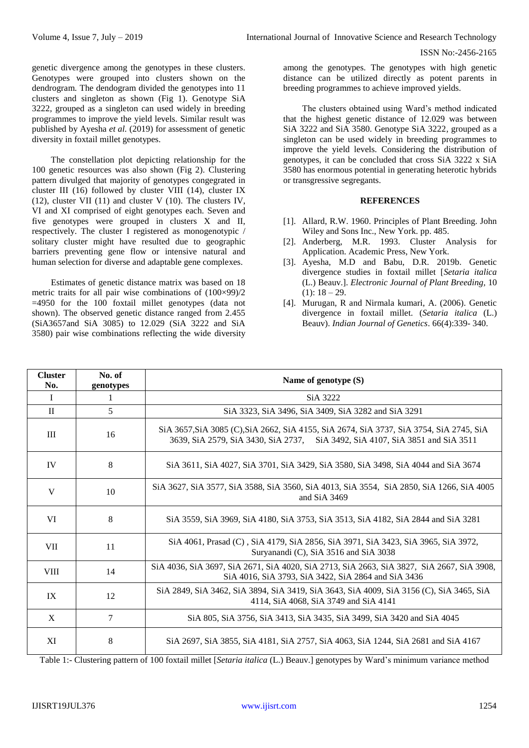genetic divergence among the genotypes in these clusters. Genotypes were grouped into clusters shown on the dendrogram. The dendogram divided the genotypes into 11 clusters and singleton as shown (Fig 1). Genotype SiA 3222, grouped as a singleton can used widely in breeding programmes to improve the yield levels. Similar result was published by Ayesha *et al.* (2019) for assessment of genetic diversity in foxtail millet genotypes.

The constellation plot depicting relationship for the 100 genetic resources was also shown (Fig 2). Clustering pattern divulged that majority of genotypes congegrated in cluster III (16) followed by cluster VIII (14), cluster IX (12), cluster VII (11) and cluster V (10). The clusters IV, VI and XI comprised of eight genotypes each. Seven and five genotypes were grouped in clusters X and II, respectively. The cluster I registered as monogenotypic / solitary cluster might have resulted due to geographic barriers preventing gene flow or intensive natural and human selection for diverse and adaptable gene complexes.

Estimates of genetic distance matrix was based on 18 metric traits for all pair wise combinations of (100×99)/2 =4950 for the 100 foxtail millet genotypes (data not shown). The observed genetic distance ranged from 2.455 (SiA3657and SiA 3085) to 12.029 (SiA 3222 and SiA 3580) pair wise combinations reflecting the wide diversity among the genotypes. The genotypes with high genetic distance can be utilized directly as potent parents in breeding programmes to achieve improved yields.

The clusters obtained using Ward's method indicated that the highest genetic distance of 12.029 was between SiA 3222 and SiA 3580. Genotype SiA 3222, grouped as a singleton can be used widely in breeding programmes to improve the yield levels. Considering the distribution of genotypes, it can be concluded that cross SiA 3222 x SiA 3580 has enormous potential in generating heterotic hybrids or transgressive segregants.

## REFERENCES

[1]. Allard, R.W. 1960. Principles of Plant Breeding. John Wiley and Sons Inc., New York. pp. 485.

[2]. Anderberg, M.R. 1993. Cluster Analysis for Application. Academic Press, New York.

[3]. Ayesha, M.D and Babu, D.R. 2019b. Genetic divergence studies in foxtail millet [*Setaria italica* (L.) Beauv.]. *Electronic Journal of Plant Breeding,* 10 (1): 18 – 29.

[4]. Murugan, R and Nirmala kumari, A. (2006). Genetic divergence in foxtail millet. (*Setaria italica* (L.) Beauv). *Indian Journal of Genetics*. 66(4):339- 340.

| Cluster No. | No. of genotypes | Name of genotype (S) |
|---|---|---|
| I | 1 | SiA 3222 |
| II | 5 | SiA 3323, SiA 3496, SiA 3409, SiA 3282 and SiA 3291 |
| III | 16 | SiA 3657,SiA 3085 (C),SiA 2662, SiA 4155, SiA 2674, SiA 3737, SiA 3754, SiA 2745, SiA 3639, SiA 2579, SiA 3430, SiA 2737, SiA 3492, SiA 4107, SiA 3851 and SiA 3511 |
| IV | 8 | SiA 3611, SiA 4027, SiA 3701, SiA 3429, SiA 3580, SiA 3498, SiA 4044 and SiA 3674 |
| V | 10 | SiA 3627, SiA 3577, SiA 3588, SiA 3560, SiA 4013, SiA 3554, SiA 2850, SiA 1266, SiA 4005 and SiA 3469 |
| VI | 8 | SiA 3559, SiA 3969, SiA 4180, SiA 3753, SiA 3513, SiA 4182, SiA 2844 and SiA 3281 |
| VII | 11 | SiA 4061, Prasad (C) , SiA 4179, SiA 2856, SiA 3971, SiA 3423, SiA 3965, SiA 3972, Suryanandi (C), SiA 3516 and SiA 3038 |
| VIII | 14 | SiA 4036, SiA 3697, SiA 2671, SiA 4020, SiA 2713, SiA 2663, SiA 3827, SiA 2667, SiA 3908, SiA 4016, SiA 3793, SiA 3422, SiA 2864 and SiA 3436 |
| IX | 12 | SiA 2849, SiA 3462, SiA 3894, SiA 3419, SiA 3643, SiA 4009, SiA 3156 (C), SiA 3465, SiA 4114, SiA 4068, SiA 3749 and SiA 4141 |
| X | 7 | SiA 805, SiA 3756, SiA 3413, SiA 3435, SiA 3499, SiA 3420 and SiA 4045 |
| XI | 8 | SiA 2697, SiA 3855, SiA 4181, SiA 2757, SiA 4063, SiA 1244, SiA 2681 and SiA 4167 |

Table 1:- Clustering pattern of 100 foxtail millet [*Setaria italica* (L.) Beauv.] genotypes by Ward's minimum variance method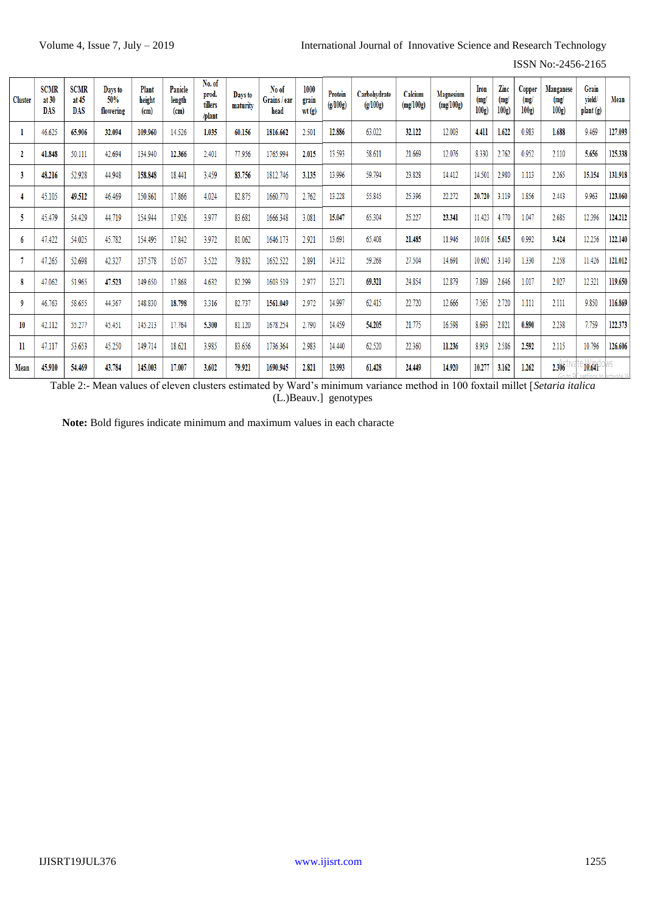| Cluster | SCMR at 30 DAS | SCMR at 45 DAS | Days to 50% flowering | Plant height (cm) | Panicle length (cm) | No. of prod. tillers /plant | Days to maturity | No of Grains / ear head | 1000 grain wt (g) | Protein (g/100g) | Carbohydrate (g/100g) | Calcium (mg/100g) | Magnesium (mg/100g) | Iron (mg/ 100g) | Zinc (mg/ 100g) | Copper (mg/ 100g) | Manganese (mg/ 100g) | Grain yield/ plant (g) | Mean |
|---|---|---|---|---|---|---|---|---|---|---|---|---|---|---|---|---|---|---|---|
| 1 | 46.625 | **65.906** | **32.094** | **109.960** | 14.526 | **1.035** | **60.156** | **1816.662** | 2.501 | **12.886** | 63.022 | **32.122** | 12.003 | **4.411** | **1.622** | 0.983 | **1.688** | 9.469 | **127.093** |
| 2 | **41.848** | 50.111 | 42.694 | 134.940 | **12.366** | 2.401 | 77.956 | 1765.994 | **2.015** | 13.593 | 58.611 | 21.669 | 12.076 | 8.330 | 2.762 | 0.952 | 2.110 | **5.656** | **125.338** |
| 3 | **48.216** | 52.928 | 44.948 | **158.848** | 18.441 | 3.459 | **83.756** | 1812.746 | **3.135** | 13.996 | 59.794 | 23.828 | 14.412 | 14.501 | 2.980 | 1.113 | 2.265 | **15.154** | **131.918** |
| 4 | 45.105 | **49.512** | 46.469 | 150.861 | 17.866 | 4.024 | 82.875 | 1660.770 | 2.762 | 13.228 | 55.845 | 25.396 | 22.272 | **20.720** | 3.119 | 1.856 | 2.443 | 9.963 | **123.060** |
| 5 | 45.479 | 54.429 | 44.719 | 154.944 | 17.926 | 3.977 | 83.681 | 1666.348 | 3.081 | **15.047** | 65.304 | 25.227 | **23.341** | 11.423 | 4.770 | 1.047 | 2.685 | 12.396 | **124.212** |
| 6 | 47.422 | 54.025 | 45.782 | 154.495 | 17.842 | 3.972 | 81.062 | 1646.173 | 2.921 | 13.691 | 65.408 | **21.485** | 11.946 | 10.016 | **5.615** | 0.992 | **3.424** | 12.256 | **122.140** |
| 7 | 47.265 | 52.698 | 42.327 | 137.578 | 15.057 | 3.522 | 79.832 | 1652.522 | 2.891 | 14.312 | 59.268 | 27.504 | 14.691 | 10.602 | 3.140 | 1.330 | 2.258 | 11.426 | **121.012** |
| 8 | 47.062 | 51.965 | **47.523** | 149.650 | 17.868 | 4.632 | 82.299 | 1603.519 | 2.977 | 13.271 | **69.321** | 24.854 | 12.879 | 7.869 | 2.646 | 1.017 | 2.027 | 12.321 | **119.650** |
| 9 | 46.763 | 58.655 | 44.367 | 148.830 | **18.798** | 3.316 | 82.737 | **1561.049** | 2.972 | 14.997 | 62.415 | 22.720 | 12.666 | 7.565 | 2.720 | 1.111 | 2.111 | 9.850 | **116.869** |
| 10 | 42.112 | 55.277 | 45.451 | 145.213 | 17.764 | **5.300** | 81.120 | 1678.254 | 2.790 | 14.459 | **54.205** | 21.775 | 16.598 | 8.693 | 2.821 | **0.890** | 2.238 | 7.759 | **122.373** |
| 11 | 47.117 | 53.653 | 45.250 | 149.714 | 18.621 | 3.985 | 83.656 | 1736.364 | 2.983 | 14.440 | 62.520 | 22.360 | **11.236** | 8.919 | 2.586 | **2.592** | 2.115 | 10.796 | **126.606** |
| **Mean** | **45.910** | **54.469** | **43.784** | **145.003** | **17.007** | **3.602** | **79.921** | **1690.945** | **2.821** | **13.993** | **61.428** | **24.449** | **14.920** | **10.277** | **3.162** | **1.262** | **2.306** | **10.641** | |

Table 2:- Mean values of eleven clusters estimated by Ward's minimum variance method in 100 foxtail millet [*Setaria italica* (L.)Beauv.] genotypes

**Note:** Bold figures indicate minimum and maximum values in each characte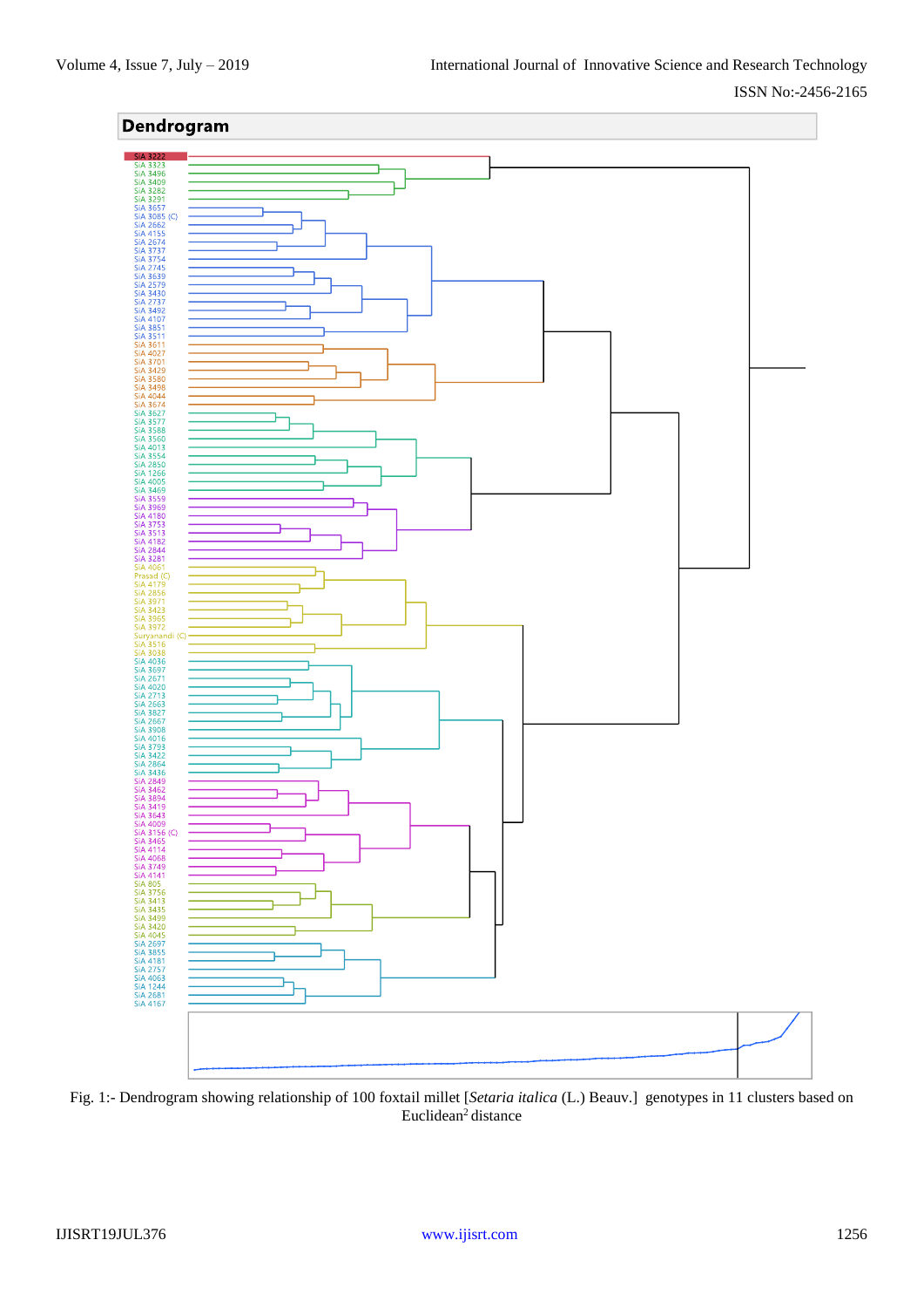**Dendrogram**

Fig. 1:- Dendrogram showing relationship of 100 foxtail millet [*Setaria italica* (L.) Beauv.] genotypes in 11 clusters based on Euclidean$^2$ distance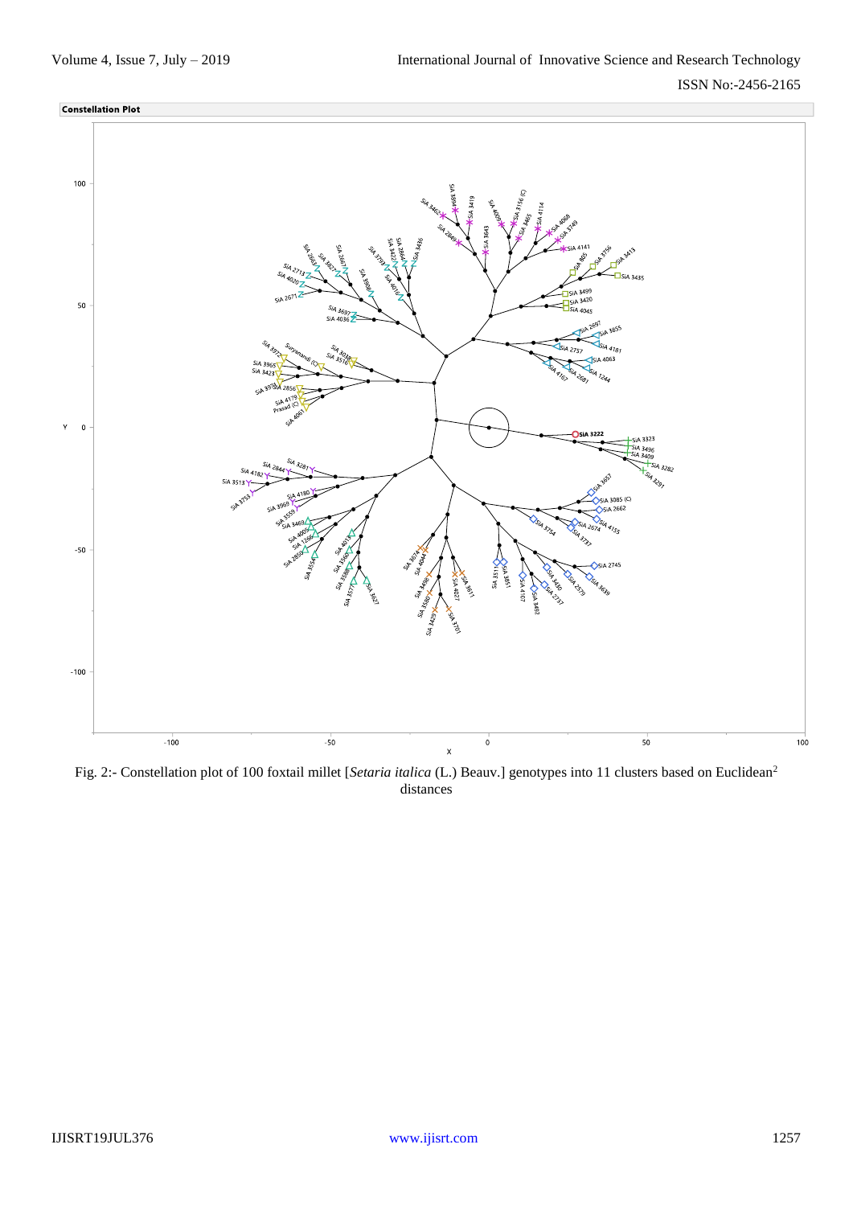**Constellation Plot**

100

50

Y 0

-50

-100

-100 -50 0 50 100

X

SiA 3462 SiA 3894 SiA 3419 SiA 2869 SiA 3643 SiA 4005 SiA 3156 (C) SiA 3460 SiA 4114 SiA 4068 SiA 3749 SiA 4141 SiA 805 SiA 3756 SiA 3413 SiA 3435 SiA 3499 SiA 3420 SiA 4045 SiA 2697 SiA 3855 SiA 2757 SiA 4181 SiA 4063 SiA 4107 SiA 2681 SiA 1244 SiA 3222 SiA 3323 SiA 3496 SiA 3409 SiA 3282 SiA 3291 SiA 3657 SiA 3085 (C) SiA 2662 SiA 3754 SiA 2674 SiA 4155 SiA 3737 SiA 2745 SiA 3511 SiA 3851 SiA 4107 SiA 3430 SiA 2579 SiA 3639 SiA 3492 SiA 2737 SiA 3674 SiA 4044 SiA 3490 SiA 4027 SiA 3611 SiA 3580 SiA 3429 SiA 3701 SiA 3281 SiA 2844 SiA 4182 SiA 3513 SiA 3753 SiA 4180 SiA 3969 SiA 3559 SiA 3469 SiA 4009 SiA 3366 SiA 2850 SiA 3554 SiA 4013 SiA 3560 SiA 3589 SiA 3577 SiA 3627 SiA 3972 Suryanandi (C) SiA 3031 SiA 3516 SiA 3965 SiA 3423 SiA 3970 SiA 2856 SiA 4179 Prasad (C) SiA 4061 SiA 2663 SiA 3827 SiA 2673 SiA 2713 SiA 4026 SiA 2671 SiA 3791 SiA 3422 SiA 2864 SiA 3436 SiA 3660 SiA 4016 SiA 3697 SiA 4036

Fig. 2:- Constellation plot of 100 foxtail millet [*Setaria italica* (L.) Beauv.] genotypes into 11 clusters based on Euclidean$^2$ distances